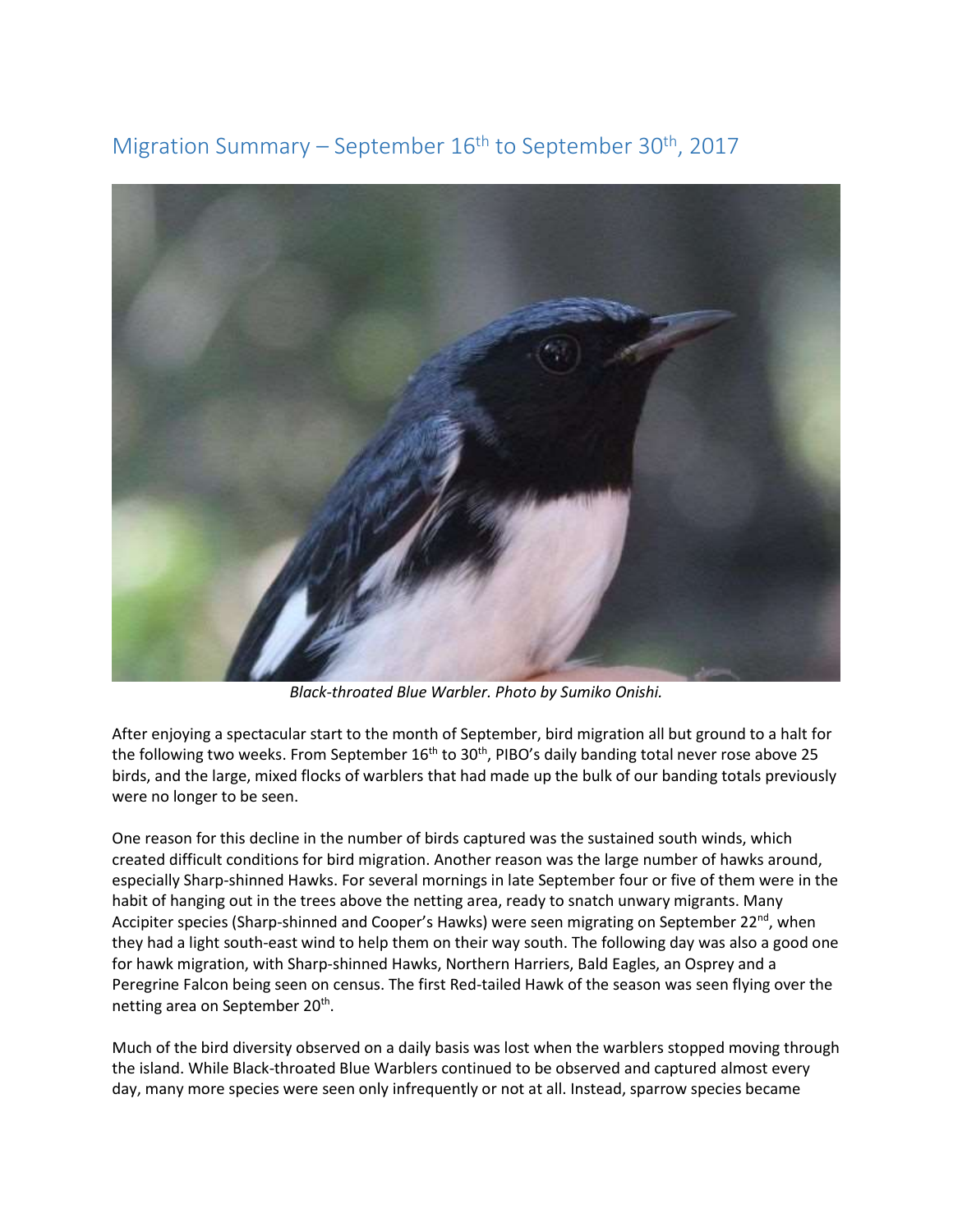# Migration Summary – September 16th to September 30th, 2017

*Black-throated Blue Warbler. Photo by Sumiko Onishi.*

After enjoying a spectacular start to the month of September, bird migration all but ground to a halt for the following two weeks. From September 16th to 30th, PIBO's daily banding total never rose above 25 birds, and the large, mixed flocks of warblers that had made up the bulk of our banding totals previously were no longer to be seen.

One reason for this decline in the number of birds captured was the sustained south winds, which created difficult conditions for bird migration. Another reason was the large number of hawks around, especially Sharp-shinned Hawks. For several mornings in late September four or five of them were in the habit of hanging out in the trees above the netting area, ready to snatch unwary migrants. Many Accipiter species (Sharp-shinned and Cooper's Hawks) were seen migrating on September 22nd, when they had a light south-east wind to help them on their way south. The following day was also a good one for hawk migration, with Sharp-shinned Hawks, Northern Harriers, Bald Eagles, an Osprey and a Peregrine Falcon being seen on census. The first Red-tailed Hawk of the season was seen flying over the netting area on September 20th.

Much of the bird diversity observed on a daily basis was lost when the warblers stopped moving through the island. While Black-throated Blue Warblers continued to be observed and captured almost every day, many more species were seen only infrequently or not at all. Instead, sparrow species became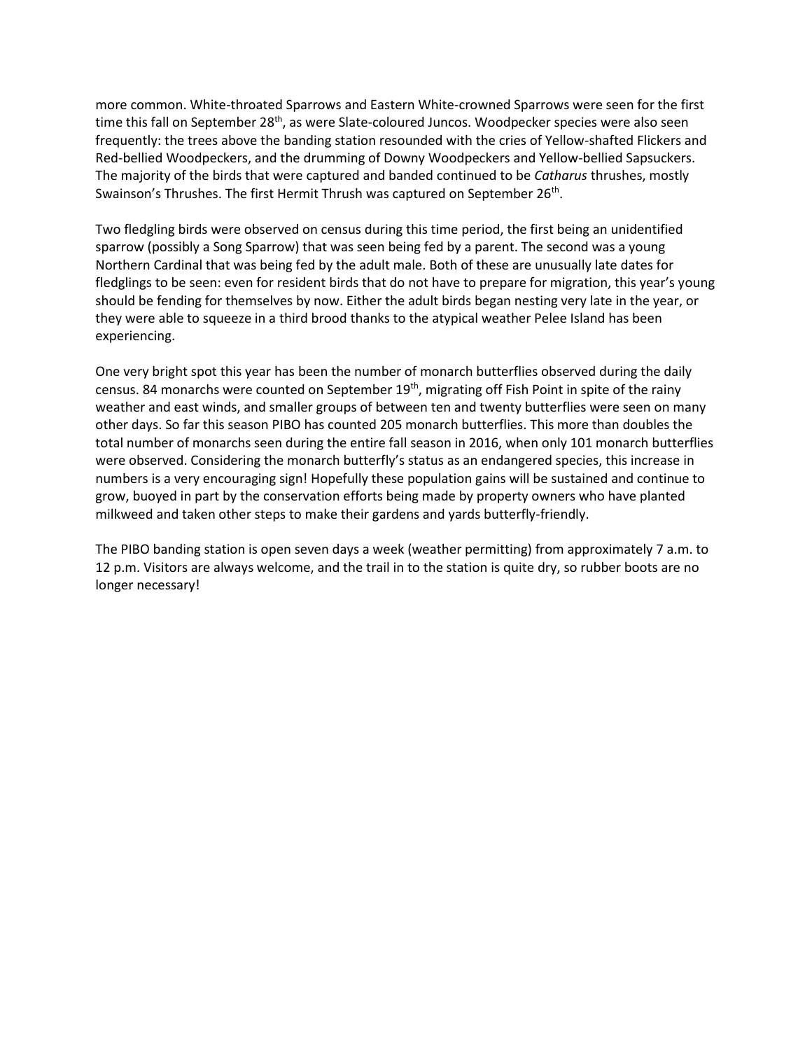more common. White-throated Sparrows and Eastern White-crowned Sparrows were seen for the first time this fall on September 28th, as were Slate-coloured Juncos. Woodpecker species were also seen frequently: the trees above the banding station resounded with the cries of Yellow-shafted Flickers and Red-bellied Woodpeckers, and the drumming of Downy Woodpeckers and Yellow-bellied Sapsuckers. The majority of the birds that were captured and banded continued to be *Catharus* thrushes, mostly Swainson's Thrushes. The first Hermit Thrush was captured on September 26th.

Two fledgling birds were observed on census during this time period, the first being an unidentified sparrow (possibly a Song Sparrow) that was seen being fed by a parent. The second was a young Northern Cardinal that was being fed by the adult male. Both of these are unusually late dates for fledglings to be seen: even for resident birds that do not have to prepare for migration, this year's young should be fending for themselves by now. Either the adult birds began nesting very late in the year, or they were able to squeeze in a third brood thanks to the atypical weather Pelee Island has been experiencing.

One very bright spot this year has been the number of monarch butterflies observed during the daily census. 84 monarchs were counted on September 19th, migrating off Fish Point in spite of the rainy weather and east winds, and smaller groups of between ten and twenty butterflies were seen on many other days. So far this season PIBO has counted 205 monarch butterflies. This more than doubles the total number of monarchs seen during the entire fall season in 2016, when only 101 monarch butterflies were observed. Considering the monarch butterfly's status as an endangered species, this increase in numbers is a very encouraging sign! Hopefully these population gains will be sustained and continue to grow, buoyed in part by the conservation efforts being made by property owners who have planted milkweed and taken other steps to make their gardens and yards butterfly-friendly.

The PIBO banding station is open seven days a week (weather permitting) from approximately 7 a.m. to 12 p.m. Visitors are always welcome, and the trail in to the station is quite dry, so rubber boots are no longer necessary!